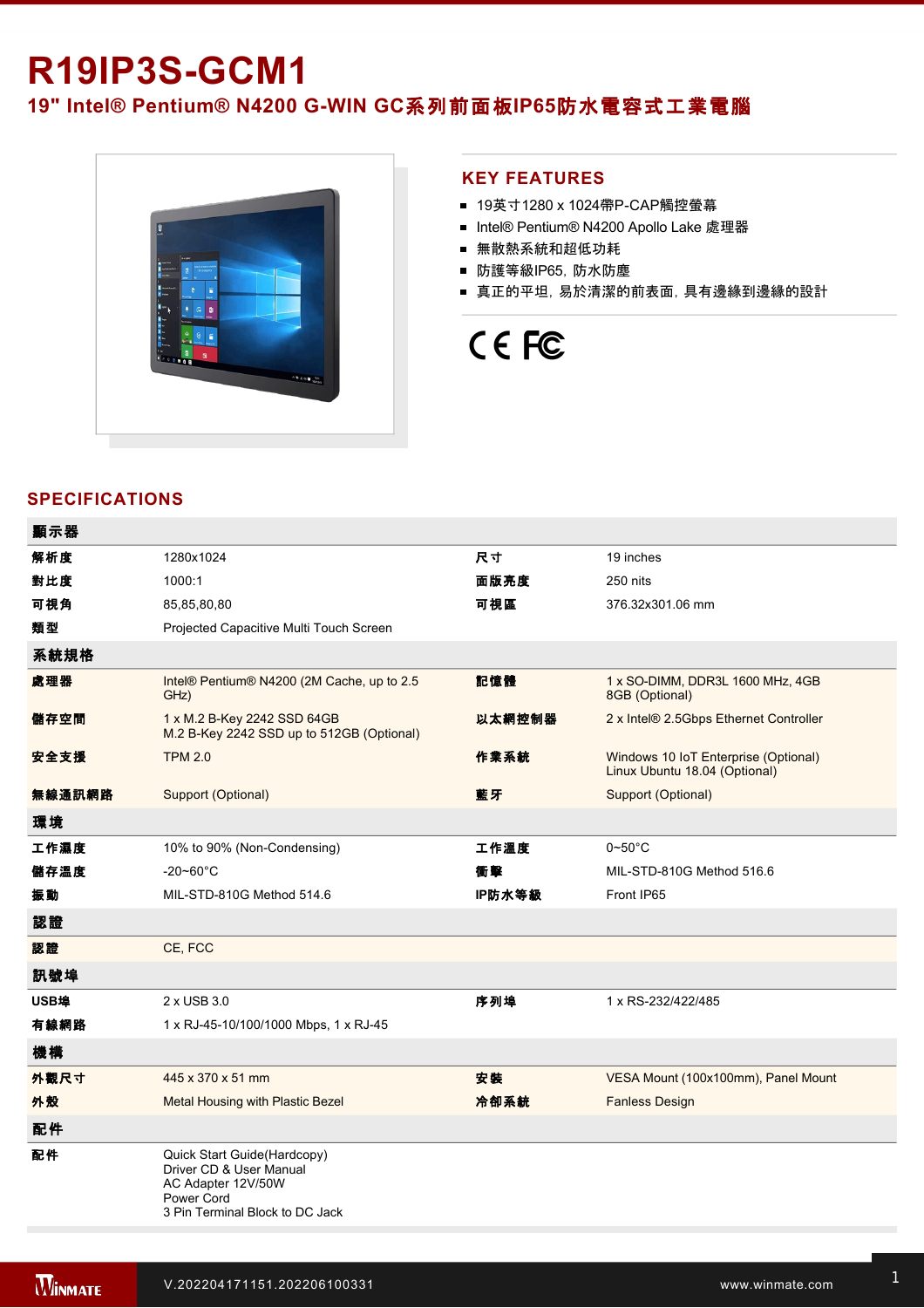# R19IP3S-GCM1

## 19" Intel® Pentium® N4200 G-WIN GC系列前面板IP65防水電容式工業電腦

## KEY FEATURES

- 19英寸1280 x 1024帶P-CAP觸控螢幕
- Intel® Pentium® N4200 Apollo Lake 處理器
- 無散熱系統和超低功耗
- 防護等級IP65，防水防塵
- 真正的平坦，易於清潔的前表面，具有邊緣到邊緣的設計

CE FC

## SPECIFICATIONS

| **顯示器** | | | |
|---|---|---|---|
| **解析度** | 1280x1024 | **尺寸** | 19 inches |
| **對比度** | 1000:1 | **面版亮度** | 250 nits |
| **可視角** | 85,85,80,80 | **可視區** | 376.32x301.06 mm |
| **類型** | Projected Capacitive Multi Touch Screen | | |
| **系統規格** | | | |
| **處理器** | Intel® Pentium® N4200 (2M Cache, up to 2.5 GHz) | **記憶體** | 1 x SO-DIMM, DDR3L 1600 MHz, 4GB<br>8GB (Optional) |
| **儲存空間** | 1 x M.2 B-Key 2242 SSD 64GB<br>M.2 B-Key 2242 SSD up to 512GB (Optional) | **以太網控制器** | 2 x Intel® 2.5Gbps Ethernet Controller |
| **安全支援** | TPM 2.0 | **作業系統** | Windows 10 IoT Enterprise (Optional)<br>Linux Ubuntu 18.04 (Optional) |
| **無線通訊網路** | Support (Optional) | **藍牙** | Support (Optional) |
| **環境** | | | |
| **工作濕度** | 10% to 90% (Non-Condensing) | **工作溫度** | 0~50°C |
| **儲存溫度** | -20~60°C | **衝擊** | MIL-STD-810G Method 516.6 |
| **振動** | MIL-STD-810G Method 514.6 | **IP防水等級** | Front IP65 |
| **認證** | | | |
| **認證** | CE, FCC | | |
| **訊號埠** | | | |
| **USB埠** | 2 x USB 3.0 | **序列埠** | 1 x RS-232/422/485 |
| **有線網路** | 1 x RJ-45-10/100/1000 Mbps, 1 x RJ-45 | | |
| **機構** | | | |
| **外觀尺寸** | 445 x 370 x 51 mm | **安裝** | VESA Mount (100x100mm), Panel Mount |
| **外殼** | Metal Housing with Plastic Bezel | **冷卻系統** | Fanless Design |
| **配件** | | | |
| **配件** | Quick Start Guide(Hardcopy)<br>Driver CD & User Manual<br>AC Adapter 12V/50W<br>Power Cord<br>3 Pin Terminal Block to DC Jack | | |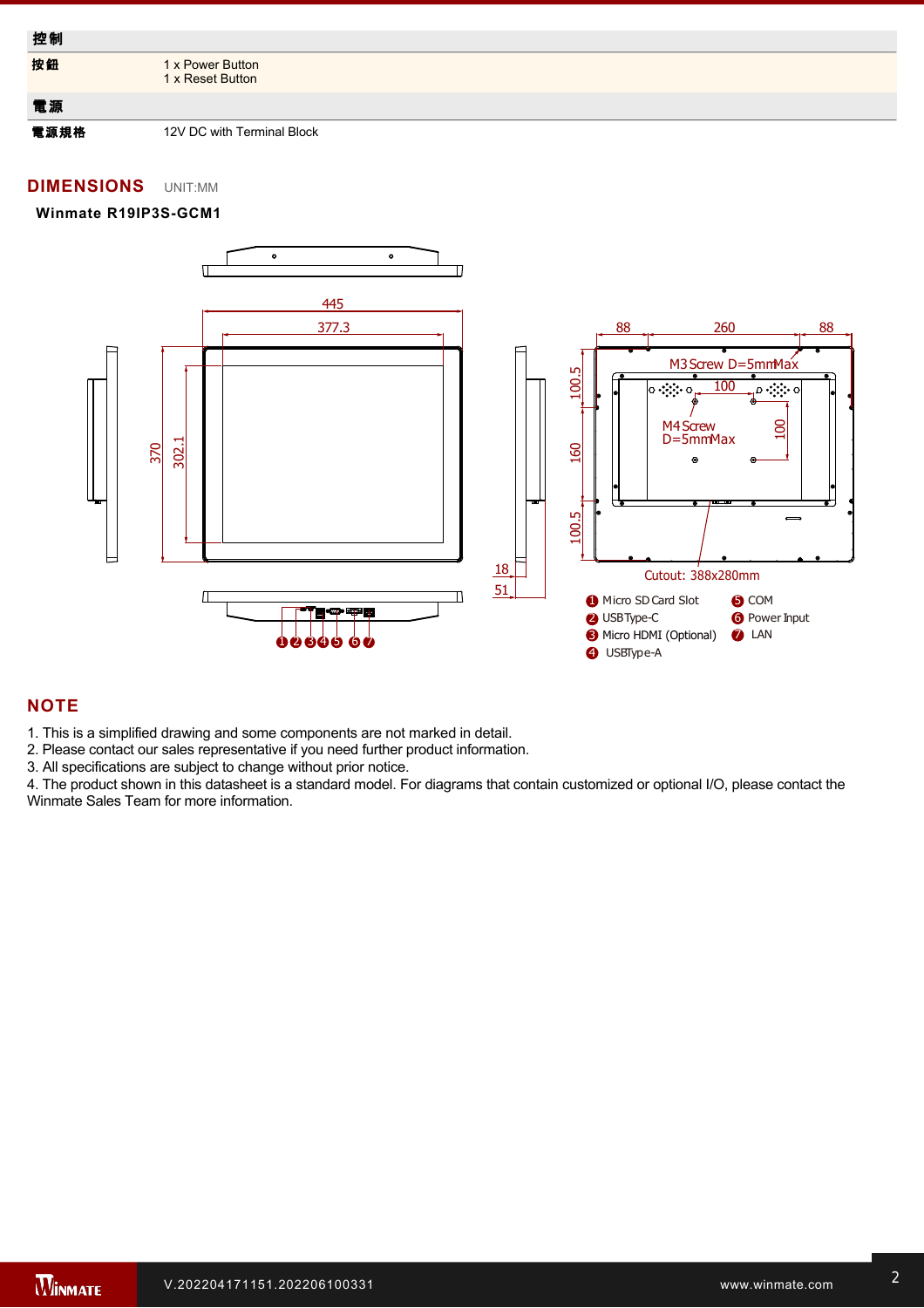| | |
|---|---|
| **控制** | |
| **按鈕** | 1 x Power Button<br>1 x Reset Button |
| **電源** | |
| **電源規格** | 12V DC with Terminal Block |

## DIMENSIONS UNIT:MM

**Winmate R19IP3S-GCM1**

445
377.3
370
302.1
18
51
88
260
88
100.5
160
100.5
M3 Screw D=5mmMax
100
M4 Screw D=5mmMax
100
Cutout: 388x280mm

1 Micro SD Card Slot
2 USB Type-C
3 Micro HDMI (Optional)
4 USB Type-A
5 COM
6 Power Input
7 LAN

## NOTE

1. This is a simplified drawing and some components are not marked in detail.
2. Please contact our sales representative if you need further product information.
3. All specifications are subject to change without prior notice.
4. The product shown in this datasheet is a standard model. For diagrams that contain customized or optional I/O, please contact the Winmate Sales Team for more information.